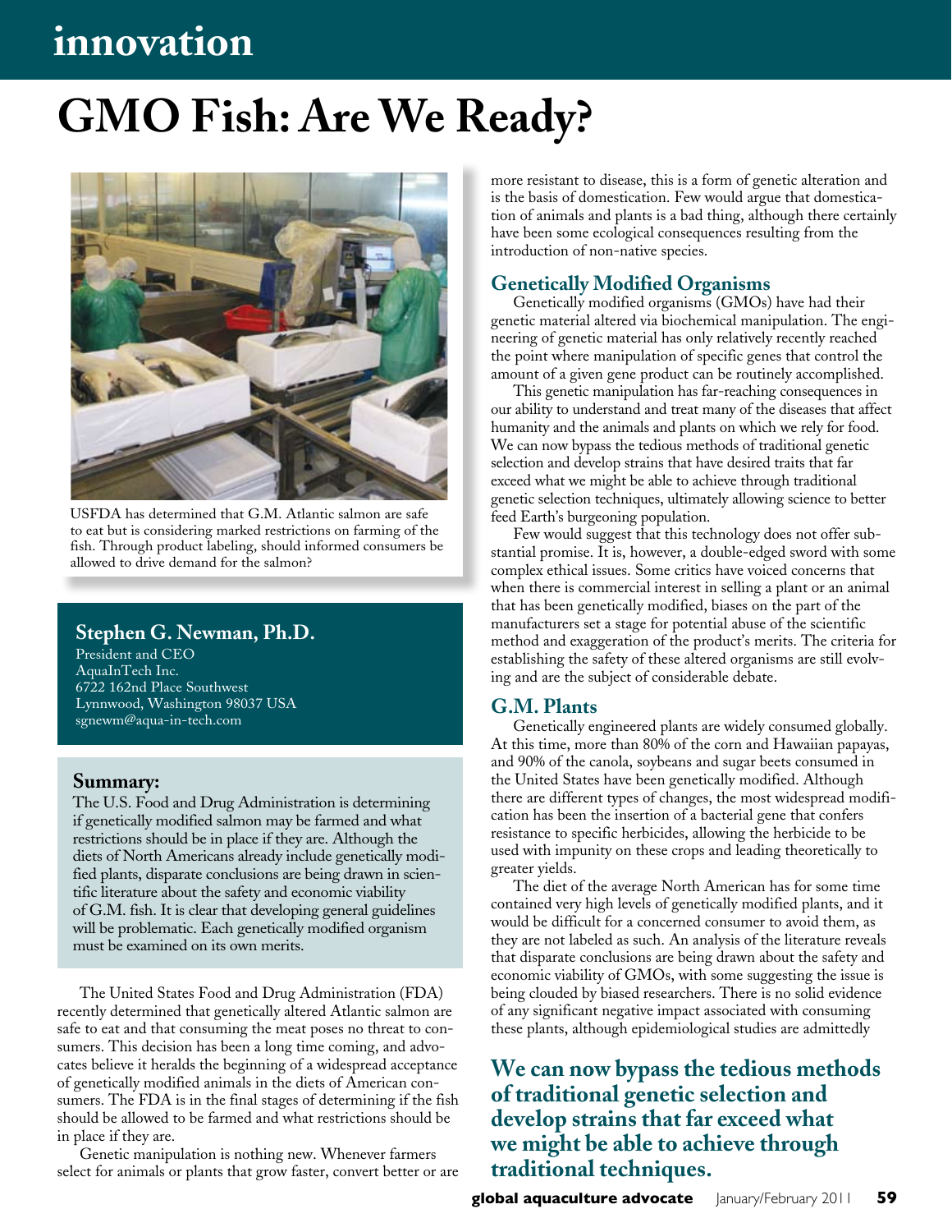# innovation

# GMO Fish: Are We Ready?

USFDA has determined that G.M. Atlantic salmon are safe to eat but is considering marked restrictions on farming of the fish. Through product labeling, should informed consumers be allowed to drive demand for the salmon?

**Stephen G. Newman, Ph.D.**
President and CEO
AquaInTech Inc.
6722 162nd Place Southwest
Lynnwood, Washington 98037 USA
sgnewm@aqua-in-tech.com

**Summary:**
The U.S. Food and Drug Administration is determining if genetically modified salmon may be farmed and what restrictions should be in place if they are. Although the diets of North Americans already include genetically modified plants, disparate conclusions are being drawn in scientific literature about the safety and economic viability of G.M. fish. It is clear that developing general guidelines will be problematic. Each genetically modified organism must be examined on its own merits.

The United States Food and Drug Administration (FDA) recently determined that genetically altered Atlantic salmon are safe to eat and that consuming the meat poses no threat to consumers. This decision has been a long time coming, and advocates believe it heralds the beginning of a widespread acceptance of genetically modified animals in the diets of American consumers. The FDA is in the final stages of determining if the fish should be allowed to be farmed and what restrictions should be in place if they are.

Genetic manipulation is nothing new. Whenever farmers select for animals or plants that grow faster, convert better or are more resistant to disease, this is a form of genetic alteration and is the basis of domestication. Few would argue that domestication of animals and plants is a bad thing, although there certainly have been some ecological consequences resulting from the introduction of non-native species.

## Genetically Modified Organisms

Genetically modified organisms (GMOs) have had their genetic material altered via biochemical manipulation. The engineering of genetic material has only relatively recently reached the point where manipulation of specific genes that control the amount of a given gene product can be routinely accomplished.

This genetic manipulation has far-reaching consequences in our ability to understand and treat many of the diseases that affect humanity and the animals and plants on which we rely for food. We can now bypass the tedious methods of traditional genetic selection and develop strains that have desired traits that far exceed what we might be able to achieve through traditional genetic selection techniques, ultimately allowing science to better feed Earth's burgeoning population.

Few would suggest that this technology does not offer substantial promise. It is, however, a double-edged sword with some complex ethical issues. Some critics have voiced concerns that when there is commercial interest in selling a plant or an animal that has been genetically modified, biases on the part of the manufacturers set a stage for potential abuse of the scientific method and exaggeration of the product's merits. The criteria for establishing the safety of these altered organisms are still evolving and are the subject of considerable debate.

## G.M. Plants

Genetically engineered plants are widely consumed globally. At this time, more than 80% of the corn and Hawaiian papayas, and 90% of the canola, soybeans and sugar beets consumed in the United States have been genetically modified. Although there are different types of changes, the most widespread modification has been the insertion of a bacterial gene that confers resistance to specific herbicides, allowing the herbicide to be used with impunity on these crops and leading theoretically to greater yields.

The diet of the average North American has for some time contained very high levels of genetically modified plants, and it would be difficult for a concerned consumer to avoid them, as they are not labeled as such. An analysis of the literature reveals that disparate conclusions are being drawn about the safety and economic viability of GMOs, with some suggesting the issue is being clouded by biased researchers. There is no solid evidence of any significant negative impact associated with consuming these plants, although epidemiological studies are admittedly

**We can now bypass the tedious methods of traditional genetic selection and develop strains that far exceed what we might be able to achieve through traditional techniques.**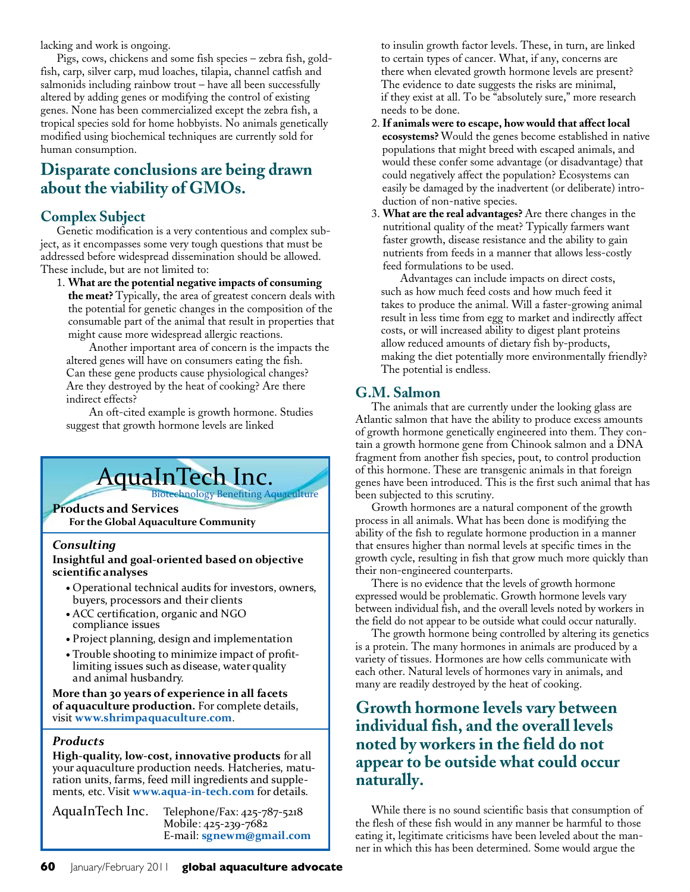lacking and work is ongoing.

Pigs, cows, chickens and some fish species – zebra fish, goldfish, carp, silver carp, mud loaches, tilapia, channel catfish and salmonids including rainbow trout – have all been successfully altered by adding genes or modifying the control of existing genes. None has been commercialized except the zebra fish, a tropical species sold for home hobbyists. No animals genetically modified using biochemical techniques are currently sold for human consumption.

## Disparate conclusions are being drawn about the viability of GMOs.

### Complex Subject

Genetic modification is a very contentious and complex subject, as it encompasses some very tough questions that must be addressed before widespread dissemination should be allowed. These include, but are not limited to:

1. **What are the potential negative impacts of consuming the meat?** Typically, the area of greatest concern deals with the potential for genetic changes in the composition of the consumable part of the animal that result in properties that might cause more widespread allergic reactions.

   Another important area of concern is the impacts the altered genes will have on consumers eating the fish. Can these gene products cause physiological changes? Are they destroyed by the heat of cooking? Are there indirect effects?

   An oft-cited example is growth hormone. Studies suggest that growth hormone levels are linked to insulin growth factor levels. These, in turn, are linked to certain types of cancer. What, if any, concerns are there when elevated growth hormone levels are present? The evidence to date suggests the risks are minimal, if they exist at all. To be "absolutely sure," more research needs to be done.
2. **If animals were to escape, how would that affect local ecosystems?** Would the genes become established in native populations that might breed with escaped animals, and would these confer some advantage (or disadvantage) that could negatively affect the population? Ecosystems can easily be damaged by the inadvertent (or deliberate) introduction of non-native species.
3. **What are the real advantages?** Are there changes in the nutritional quality of the meat? Typically farmers want faster growth, disease resistance and the ability to gain nutrients from feeds in a manner that allows less-costly feed formulations to be used.

   Advantages can include impacts on direct costs, such as how much feed costs and how much feed it takes to produce the animal. Will a faster-growing animal result in less time from egg to market and indirectly affect costs, or will increased ability to digest plant proteins allow reduced amounts of dietary fish by-products, making the diet potentially more environmentally friendly? The potential is endless.

### G.M. Salmon

The animals that are currently under the looking glass are Atlantic salmon that have the ability to produce excess amounts of growth hormone genetically engineered into them. They contain a growth hormone gene from Chinook salmon and a DNA fragment from another fish species, pout, to control production of this hormone. These are transgenic animals in that foreign genes have been introduced. This is the first such animal that has been subjected to this scrutiny.

Growth hormones are a natural component of the growth process in all animals. What has been done is modifying the ability of the fish to regulate hormone production in a manner that ensures higher than normal levels at specific times in the growth cycle, resulting in fish that grow much more quickly than their non-engineered counterparts.

There is no evidence that the levels of growth hormone expressed would be problematic. Growth hormone levels vary between individual fish, and the overall levels noted by workers in the field do not appear to be outside what could occur naturally.

The growth hormone being controlled by altering its genetics is a protein. The many hormones in animals are produced by a variety of tissues. Hormones are how cells communicate with each other. Natural levels of hormones vary in animals, and many are readily destroyed by the heat of cooking.

## Growth hormone levels vary between individual fish, and the overall levels noted by workers in the field do not appear to be outside what could occur naturally.

While there is no sound scientific basis that consumption of the flesh of these fish would in any manner be harmful to those eating it, legitimate criticisms have been leveled about the manner in which this has been determined. Some would argue the

---

# AquaInTech Inc.

Biotechnology Benefiting Aquaculture

**Products and Services**
**For the Global Aquaculture Community**

***Consulting***

**Insightful and goal-oriented based on objective scientific analyses**

- Operational technical audits for investors, owners, buyers, processors and their clients
- ACC certification, organic and NGO compliance issues
- Project planning, design and implementation
- Trouble shooting to minimize impact of profit-limiting issues such as disease, water quality and animal husbandry.

**More than 30 years of experience in all facets of aquaculture production.** For complete details, visit **www.shrimpaquaculture.com**.

***Products***

**High-quality, low-cost, innovative products** for all your aquaculture production needs. Hatcheries, maturation units, farms, feed mill ingredients and supplements, etc. Visit **www.aqua-in-tech.com** for details.

AquaInTech Inc.
Telephone/Fax: 425-787-5218
Mobile: 425-239-7682
E-mail: **sgnewm@gmail.com**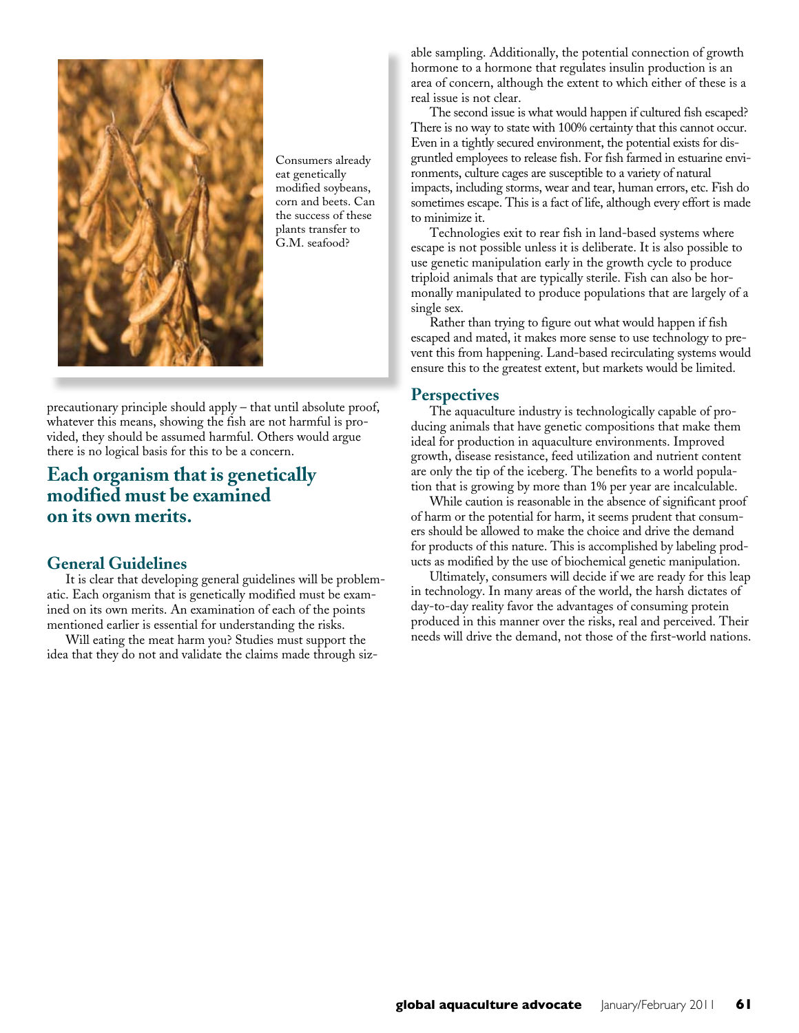Consumers already eat genetically modified soybeans, corn and beets. Can the success of these plants transfer to G.M. seafood?

precautionary principle should apply – that until absolute proof, whatever this means, showing the fish are not harmful is provided, they should be assumed harmful. Others would argue there is no logical basis for this to be a concern.

**Each organism that is genetically modified must be examined on its own merits.**

## General Guidelines

It is clear that developing general guidelines will be problematic. Each organism that is genetically modified must be examined on its own merits. An examination of each of the points mentioned earlier is essential for understanding the risks.

Will eating the meat harm you? Studies must support the idea that they do not and validate the claims made through sizable sampling. Additionally, the potential connection of growth hormone to a hormone that regulates insulin production is an area of concern, although the extent to which either of these is a real issue is not clear.

The second issue is what would happen if cultured fish escaped? There is no way to state with 100% certainty that this cannot occur. Even in a tightly secured environment, the potential exists for disgruntled employees to release fish. For fish farmed in estuarine environments, culture cages are susceptible to a variety of natural impacts, including storms, wear and tear, human errors, etc. Fish do sometimes escape. This is a fact of life, although every effort is made to minimize it.

Technologies exit to rear fish in land-based systems where escape is not possible unless it is deliberate. It is also possible to use genetic manipulation early in the growth cycle to produce triploid animals that are typically sterile. Fish can also be hormonally manipulated to produce populations that are largely of a single sex.

Rather than trying to figure out what would happen if fish escaped and mated, it makes more sense to use technology to prevent this from happening. Land-based recirculating systems would ensure this to the greatest extent, but markets would be limited.

## Perspectives

The aquaculture industry is technologically capable of producing animals that have genetic compositions that make them ideal for production in aquaculture environments. Improved growth, disease resistance, feed utilization and nutrient content are only the tip of the iceberg. The benefits to a world population that is growing by more than 1% per year are incalculable.

While caution is reasonable in the absence of significant proof of harm or the potential for harm, it seems prudent that consumers should be allowed to make the choice and drive the demand for products of this nature. This is accomplished by labeling products as modified by the use of biochemical genetic manipulation.

Ultimately, consumers will decide if we are ready for this leap in technology. In many areas of the world, the harsh dictates of day-to-day reality favor the advantages of consuming protein produced in this manner over the risks, real and perceived. Their needs will drive the demand, not those of the first-world nations.